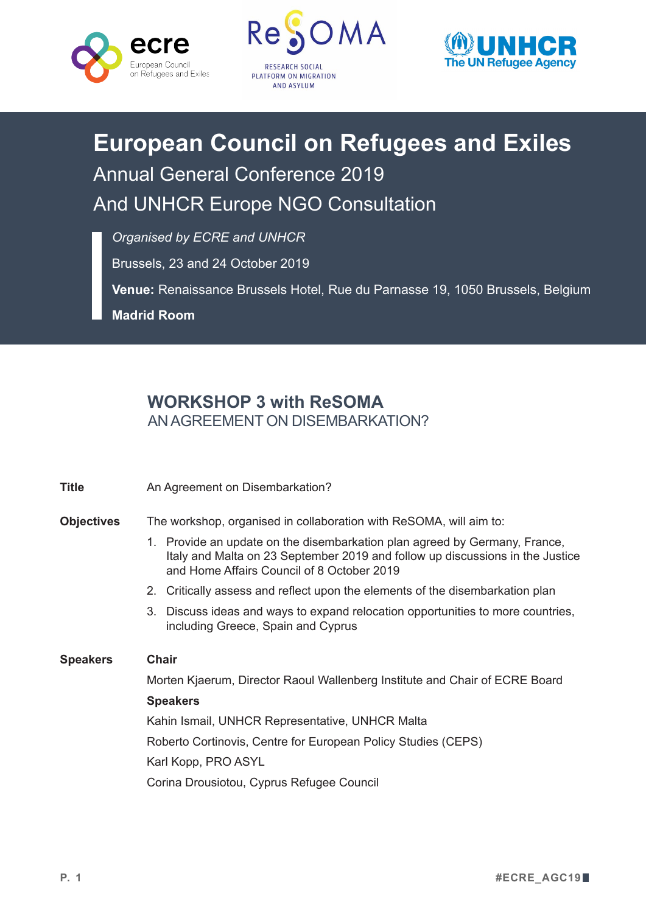# European Council on Refugees and Exiles

## Annual General Conference 2019

## And UNHCR Europe NGO Consultation

*Organised by ECRE and UNHCR*

Brussels, 23 and 24 October 2019

**Venue:** Renaissance Brussels Hotel, Rue du Parnasse 19, 1050 Brussels, Belgium

**Madrid Room**

## WORKSHOP 3 with ReSOMA

AN AGREEMENT ON DISEMBARKATION?

**Title**

An Agreement on Disembarkation?

**Objectives**

The workshop, organised in collaboration with ReSOMA, will aim to:

1. Provide an update on the disembarkation plan agreed by Germany, France, Italy and Malta on 23 September 2019 and follow up discussions in the Justice and Home Affairs Council of 8 October 2019
2. Critically assess and reflect upon the elements of the disembarkation plan
3. Discuss ideas and ways to expand relocation opportunities to more countries, including Greece, Spain and Cyprus

**Speakers**

**Chair**

Morten Kjaerum, Director Raoul Wallenberg Institute and Chair of ECRE Board

**Speakers**

Kahin Ismail, UNHCR Representative, UNHCR Malta

Roberto Cortinovis, Centre for European Policy Studies (CEPS)

Karl Kopp, PRO ASYL

Corina Drousiotou, Cyprus Refugee Council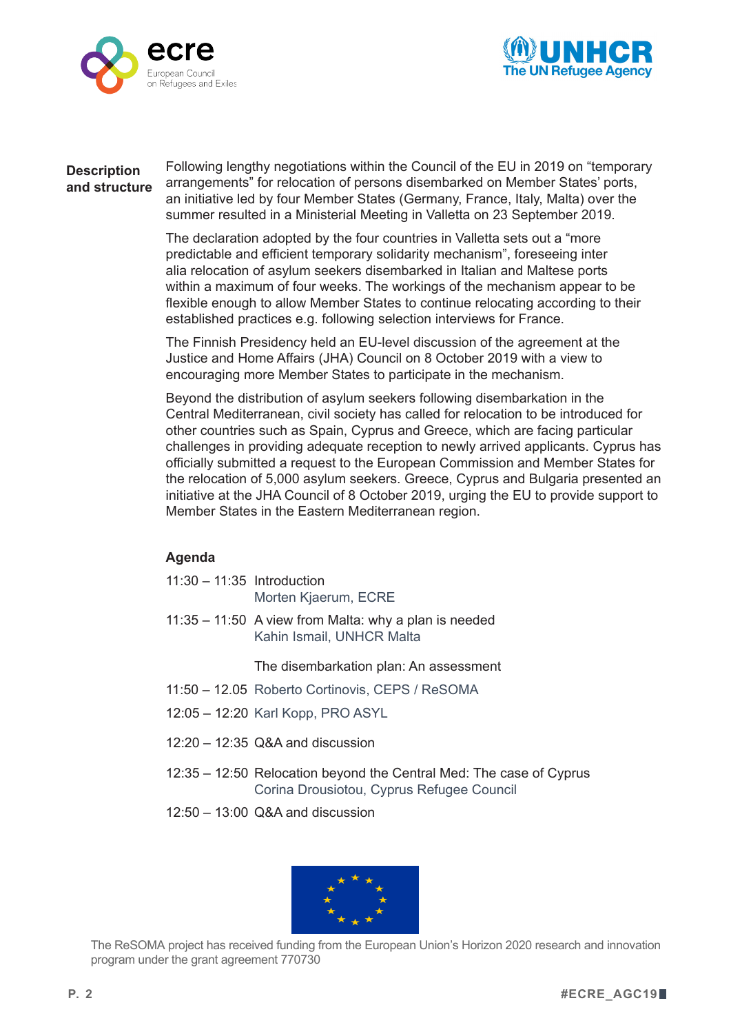**Description and structure**

Following lengthy negotiations within the Council of the EU in 2019 on "temporary arrangements" for relocation of persons disembarked on Member States' ports, an initiative led by four Member States (Germany, France, Italy, Malta) over the summer resulted in a Ministerial Meeting in Valletta on 23 September 2019.

The declaration adopted by the four countries in Valletta sets out a "more predictable and efficient temporary solidarity mechanism", foreseeing inter alia relocation of asylum seekers disembarked in Italian and Maltese ports within a maximum of four weeks. The workings of the mechanism appear to be flexible enough to allow Member States to continue relocating according to their established practices e.g. following selection interviews for France.

The Finnish Presidency held an EU-level discussion of the agreement at the Justice and Home Affairs (JHA) Council on 8 October 2019 with a view to encouraging more Member States to participate in the mechanism.

Beyond the distribution of asylum seekers following disembarkation in the Central Mediterranean, civil society has called for relocation to be introduced for other countries such as Spain, Cyprus and Greece, which are facing particular challenges in providing adequate reception to newly arrived applicants. Cyprus has officially submitted a request to the European Commission and Member States for the relocation of 5,000 asylum seekers. Greece, Cyprus and Bulgaria presented an initiative at the JHA Council of 8 October 2019, urging the EU to provide support to Member States in the Eastern Mediterranean region.

**Agenda**

11:30 – 11:35 Introduction
Morten Kjaerum, ECRE

11:35 – 11:50 A view from Malta: why a plan is needed
Kahin Ismail, UNHCR Malta

The disembarkation plan: An assessment

11:50 – 12.05 Roberto Cortinovis, CEPS / ReSOMA

12:05 – 12:20 Karl Kopp, PRO ASYL

12:20 – 12:35 Q&A and discussion

12:35 – 12:50 Relocation beyond the Central Med: The case of Cyprus
Corina Drousiotou, Cyprus Refugee Council

12:50 – 13:00 Q&A and discussion

The ReSOMA project has received funding from the European Union's Horizon 2020 research and innovation program under the grant agreement 770730